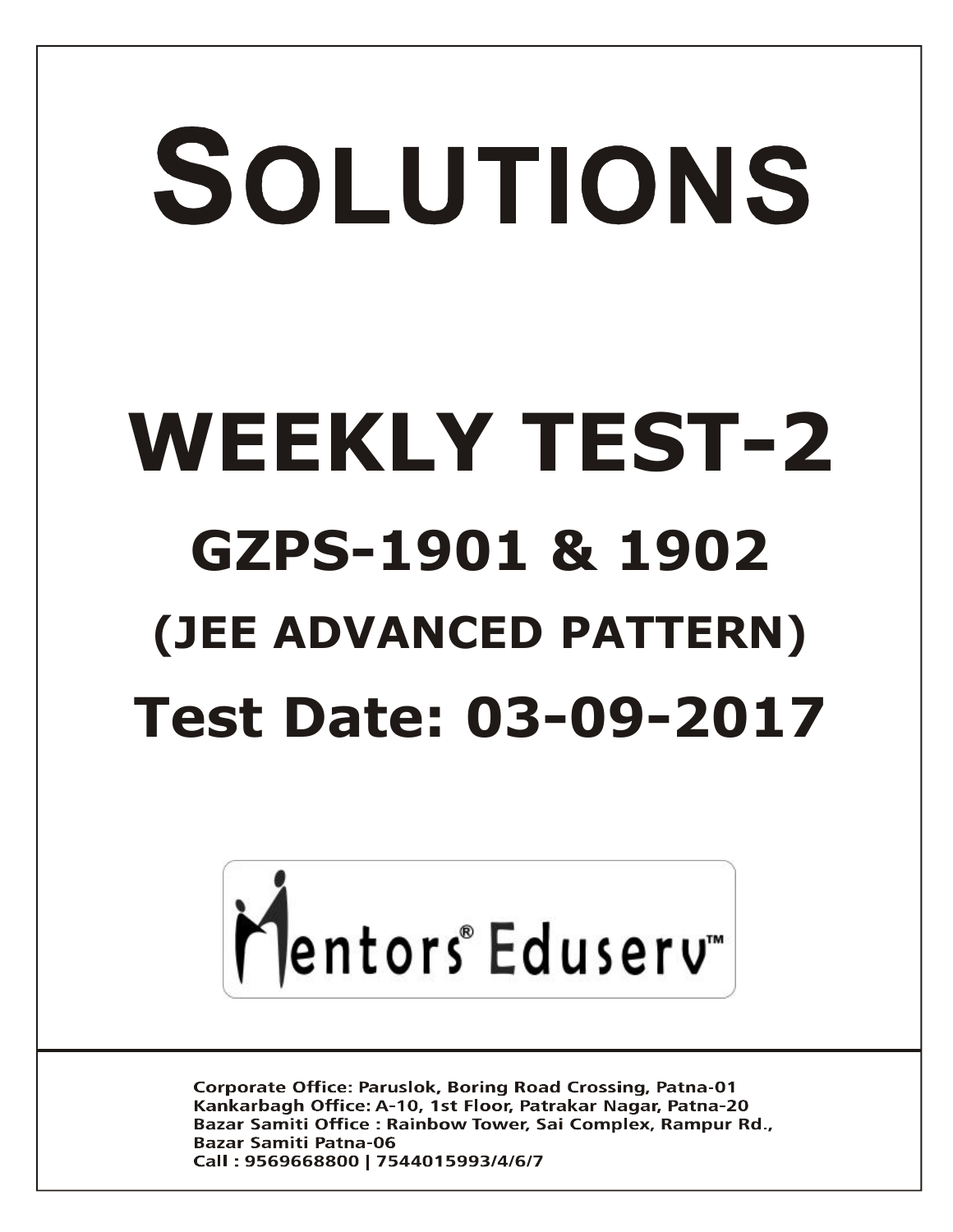# SOLUTIONS

# WEEKLY TEST-2

## GZPS-1901 & 1902

## (JEE ADVANCED PATTERN)

## Test Date: 03-09-2017

Mentors® Eduserv™

Corporate Office: Paruslok, Boring Road Crossing, Patna-01
Kankarbagh Office: A-10, 1st Floor, Patrakar Nagar, Patna-20
Bazar Samiti Office : Rainbow Tower, Sai Complex, Rampur Rd., Bazar Samiti Patna-06
Call : 9569668800 | 7544015993/4/6/7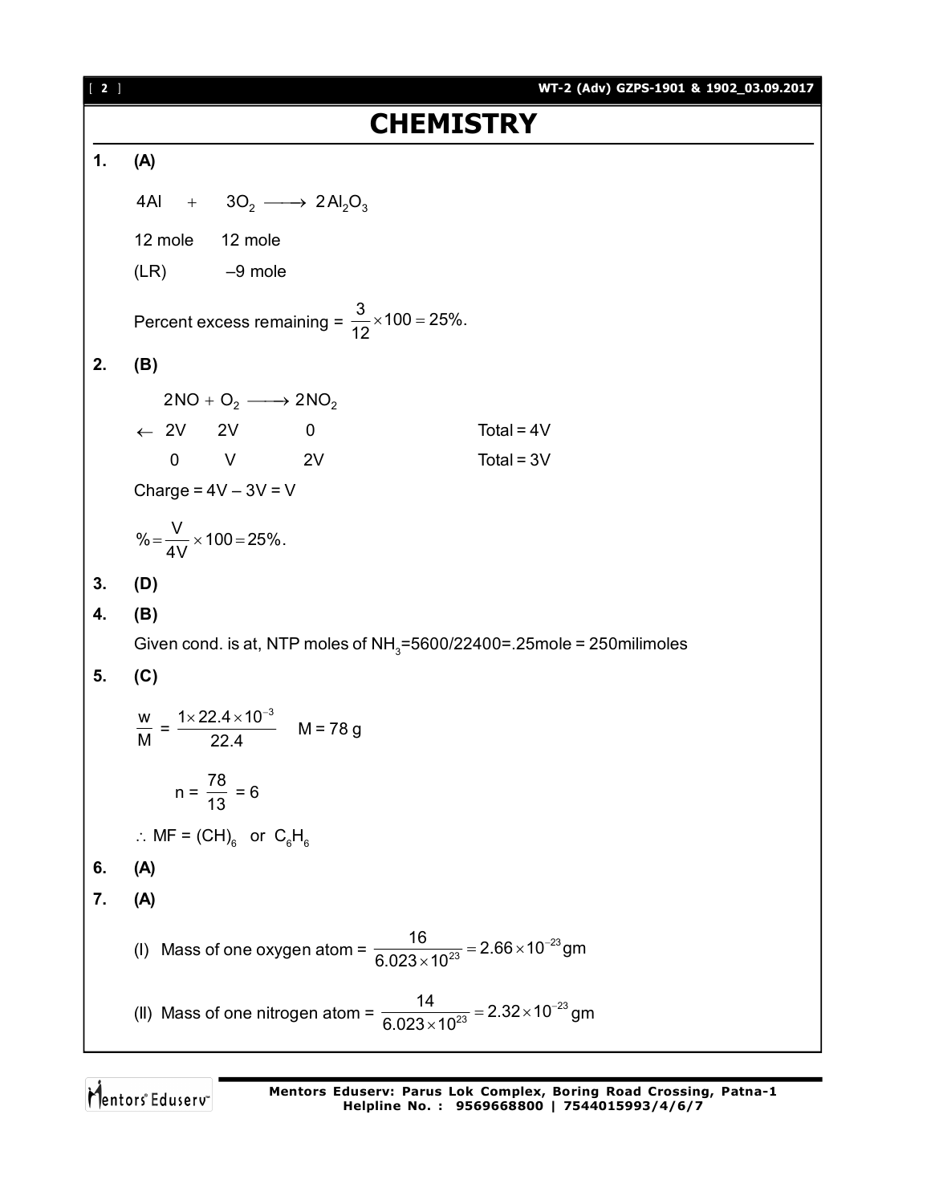# CHEMISTRY

**1.** **(A)**

$4Al \quad + \quad 3O_2 \longrightarrow 2Al_2O_3$

12 mole $\quad$ 12 mole

(LR) $\quad$ –9 mole

Percent excess remaining = $\frac{3}{12} \times 100 = 25\%.$

**2.** **(B)**

$2NO + O_2 \longrightarrow 2NO_2$

| | | | |
|---|---|---|---|
| $\leftarrow$ 2V | 2V | 0 | Total = 4V |
| 0 | V | 2V | Total = 3V |

Charge = 4V – 3V = V

$\% = \frac{V}{4V} \times 100 = 25\%.$

**3.** **(D)**

**4.** **(B)**

Given cond. is at, NTP moles of $NH_3$=5600/22400=.25mole = 250milimoles

**5.** **(C)**

$\frac{w}{M} = \frac{1 \times 22.4 \times 10^{-3}}{22.4} \quad M = 78 \text{ g}$

$n = \frac{78}{13} = 6$

$\therefore$ MF = $(CH)_6$ or $C_6H_6$

**6.** **(A)**

**7.** **(A)**

(I) Mass of one oxygen atom = $\frac{16}{6.023 \times 10^{23}} = 2.66 \times 10^{-23} \text{gm}$

(II) Mass of one nitrogen atom = $\frac{14}{6.023 \times 10^{23}} = 2.32 \times 10^{-23} \text{gm}$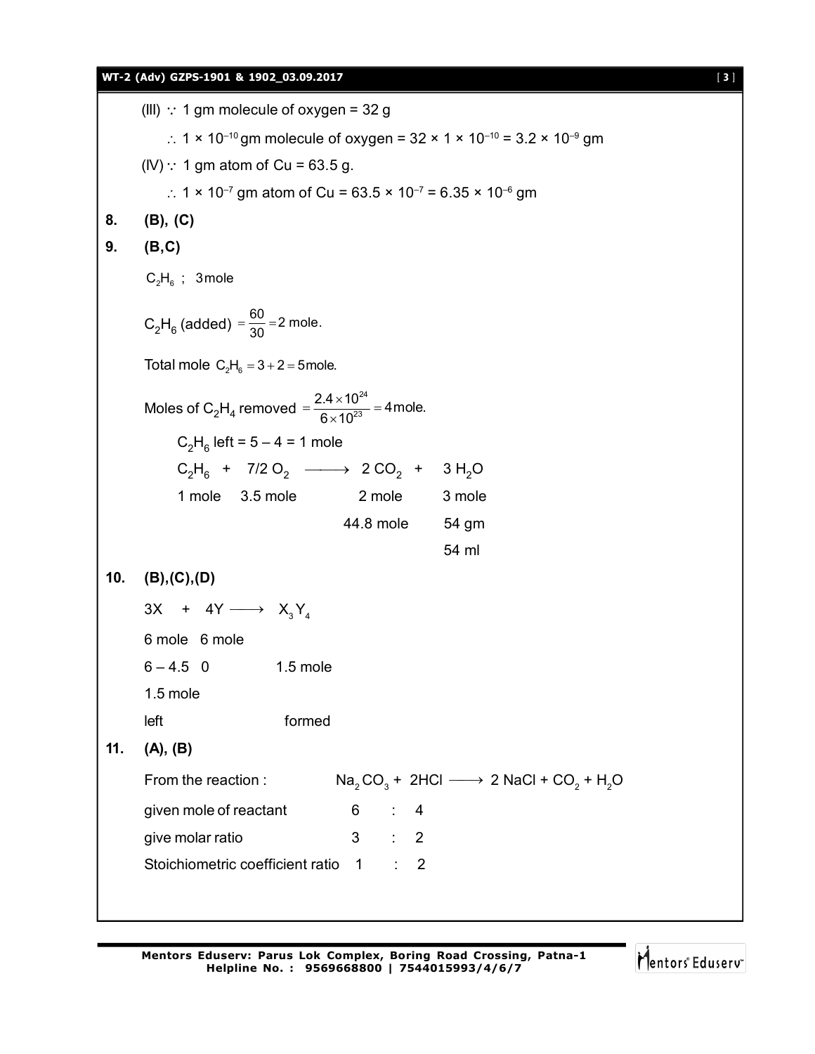(III) $\because$ 1 gm molecule of oxygen = 32 g

$\therefore$ $1 \times 10^{-10}$ gm molecule of oxygen = $32 \times 1 \times 10^{-10} = 3.2 \times 10^{-9}$ gm

(IV) $\because$ 1 gm atom of Cu = 63.5 g.

$\therefore$ $1 \times 10^{-7}$ gm atom of Cu = $63.5 \times 10^{-7} = 6.35 \times 10^{-6}$ gm

**8. (B), (C)**

**9. (B,C)**

$C_2H_6$ ; 3 mole

$C_2H_6$ (added) $= \dfrac{60}{30} = 2$ mole.

Total mole $C_2H_6 = 3 + 2 = 5$ mole.

Moles of $C_2H_4$ removed $= \dfrac{2.4 \times 10^{24}}{6 \times 10^{23}} = 4$ mole.

$C_2H_6$ left = 5 – 4 = 1 mole

$$C_2H_6 \;+\; 7/2\, O_2 \longrightarrow 2\, CO_2 \;+\; 3\, H_2O$$

| $C_2H_6$ | $7/2\, O_2$ | $2\, CO_2$ | $3\, H_2O$ |
|---|---|---|---|
| 1 mole | 3.5 mole | 2 mole | 3 mole |
| | | 44.8 mole | 54 gm |
| | | | 54 ml |

**10. (B),(C),(D)**

$$3X \;+\; 4Y \longrightarrow X_3Y_4$$

| $3X$ | $4Y$ | $X_3Y_4$ |
|---|---|---|
| 6 mole | 6 mole | |
| 6 – 4.5 | 0 | 1.5 mole |
| 1.5 mole | | |
| left | | formed |

**11. (A), (B)**

From the reaction : $Na_2CO_3 + 2HCl \longrightarrow 2\, NaCl + CO_2 + H_2O$

| | $Na_2CO_3$ | | $HCl$ |
|---|---|---|---|
| given mole of reactant | 6 | : | 4 |
| give molar ratio | 3 | : | 2 |
| Stoichiometric coefficient ratio | 1 | : | 2 |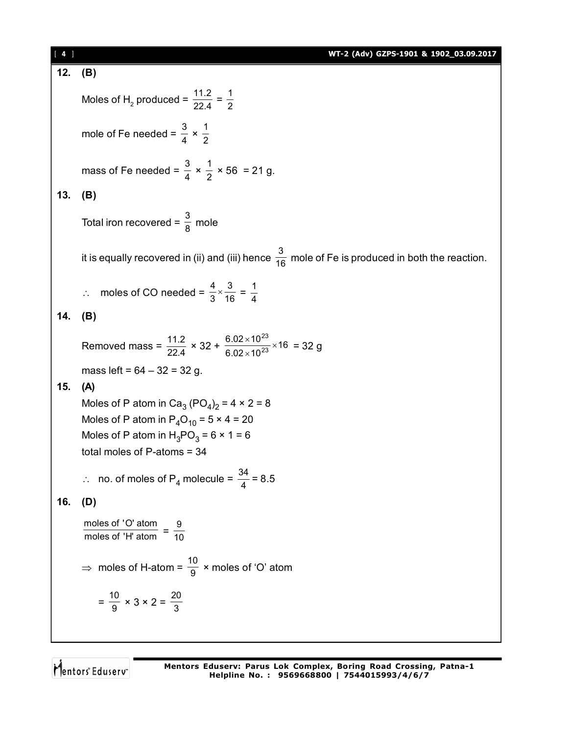**12. (B)**

Moles of $H_2$ produced = $\frac{11.2}{22.4} = \frac{1}{2}$

mole of Fe needed = $\frac{3}{4} \times \frac{1}{2}$

mass of Fe needed = $\frac{3}{4} \times \frac{1}{2} \times 56$ = 21 g.

**13. (B)**

Total iron recovered = $\frac{3}{8}$ mole

it is equally recovered in (ii) and (iii) hence $\frac{3}{16}$ mole of Fe is produced in both the reaction.

$\therefore$ moles of CO needed = $\frac{4}{3} \times \frac{3}{16} = \frac{1}{4}$

**14. (B)**

Removed mass = $\frac{11.2}{22.4} \times 32 + \frac{6.02 \times 10^{23}}{6.02 \times 10^{23}} \times 16$ = 32 g

mass left = 64 – 32 = 32 g.

**15. (A)**

Moles of P atom in $Ca_3(PO_4)_2$ = 4 × 2 = 8
Moles of P atom in $P_4O_{10}$ = 5 × 4 = 20
Moles of P atom in $H_3PO_3$ = 6 × 1 = 6
total moles of P-atoms = 34

$\therefore$ no. of moles of $P_4$ molecule = $\frac{34}{4}$ = 8.5

**16. (D)**

$\frac{\text{moles of 'O' atom}}{\text{moles of 'H' atom}} = \frac{9}{10}$

$\Rightarrow$ moles of H-atom = $\frac{10}{9}$ × moles of 'O' atom

$= \frac{10}{9} \times 3 \times 2 = \frac{20}{3}$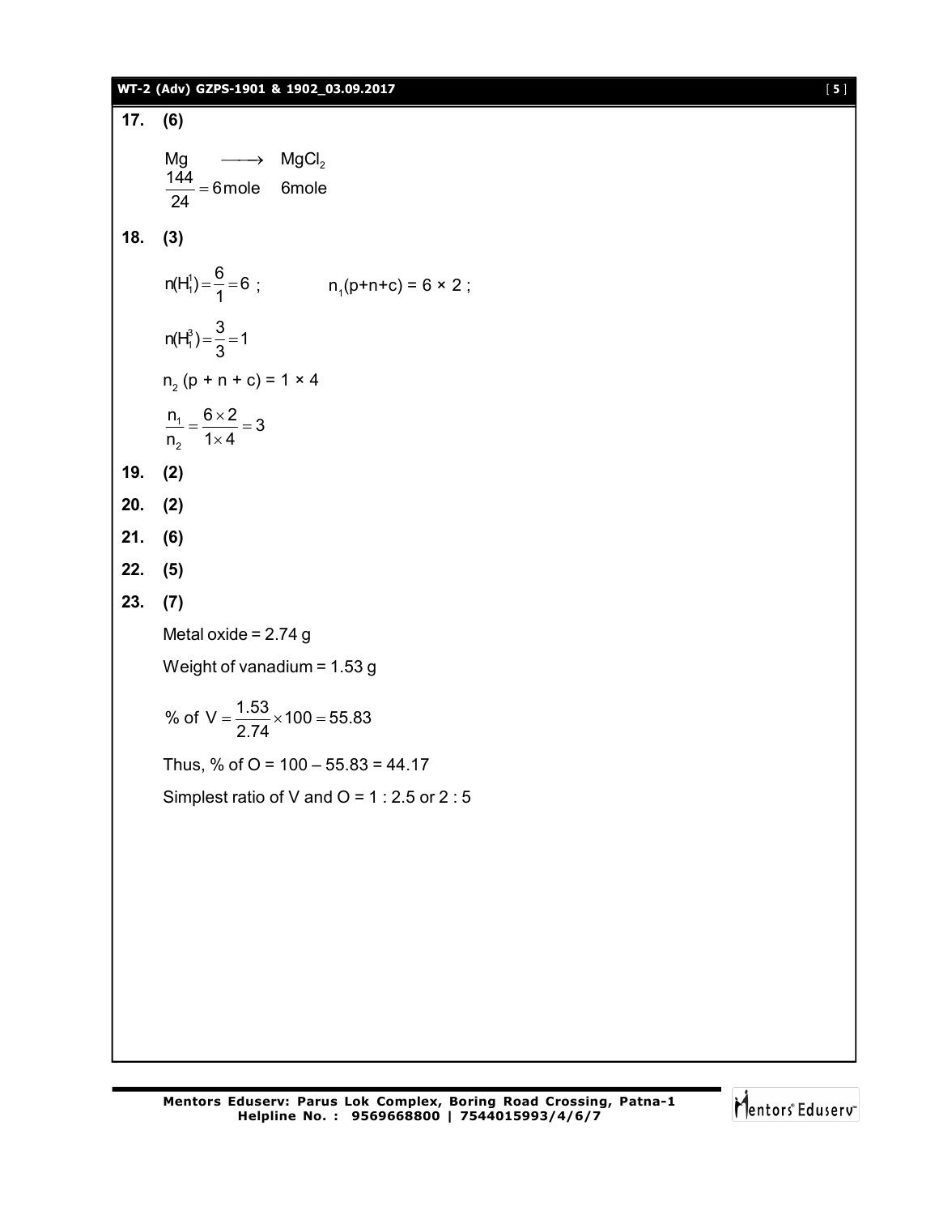**17. (6)**

$$Mg \longrightarrow MgCl_2$$

$$\frac{144}{24} = 6\text{mole} \quad 6\text{mole}$$

**18. (3)**

$n(H_1^1) = \frac{6}{1} = 6$ ; $\quad n_1(p+n+c) = 6 \times 2$ ;

$n(H_1^3) = \frac{3}{3} = 1$

$n_2\,(p + n + c) = 1 \times 4$

$$\frac{n_1}{n_2} = \frac{6 \times 2}{1 \times 4} = 3$$

**19. (2)**

**20. (2)**

**21. (6)**

**22. (5)**

**23. (7)**

Metal oxide = 2.74 g

Weight of vanadium = 1.53 g

$$\% \text{ of } V = \frac{1.53}{2.74} \times 100 = 55.83$$

Thus, % of O = 100 – 55.83 = 44.17

Simplest ratio of V and O = 1 : 2.5 or 2 : 5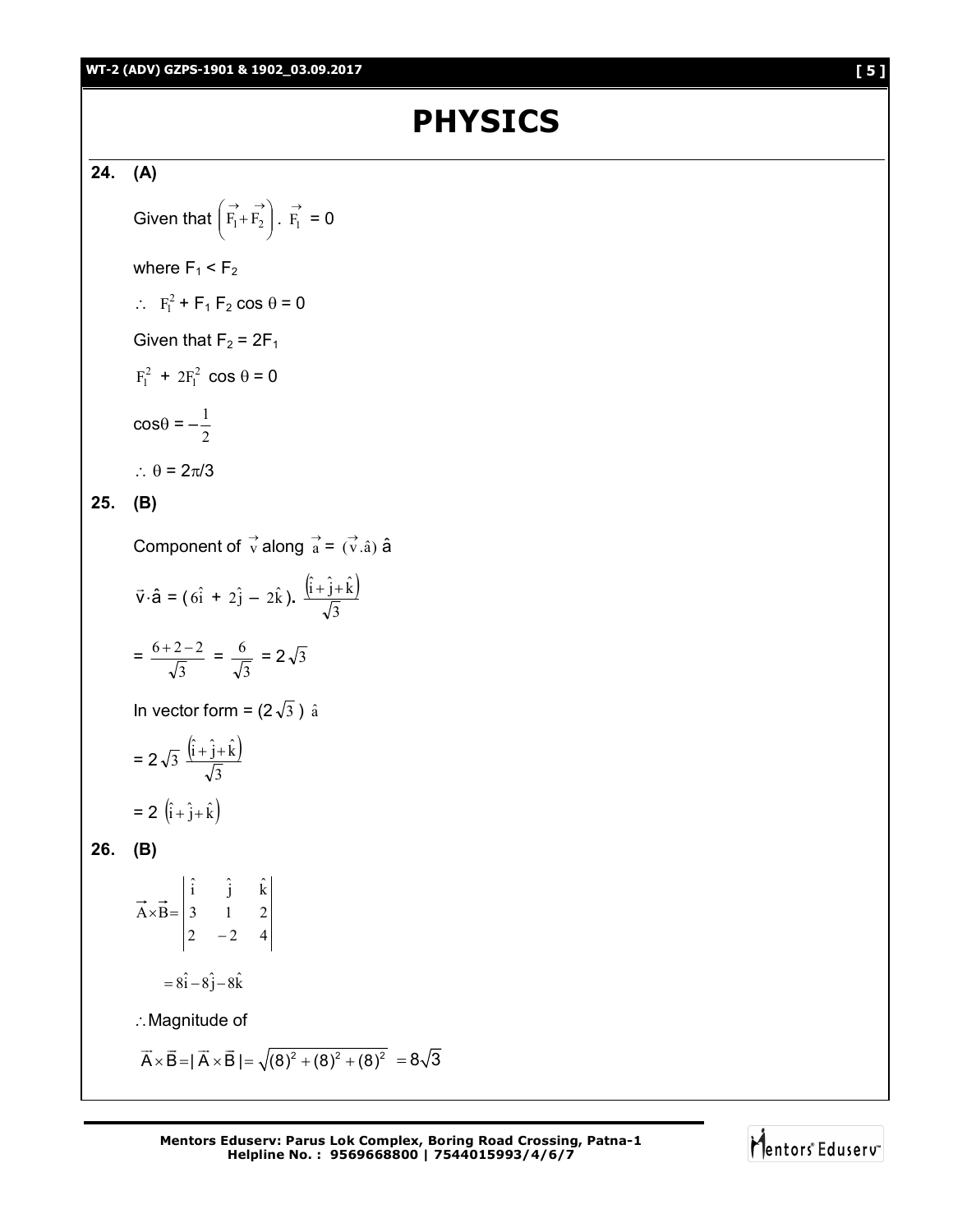# PHYSICS

**24. (A)**

Given that $\left(\vec{F_1}+\vec{F_2}\right).\ \vec{F_1} = 0$

where $F_1 < F_2$

$\therefore\ F_1^2 + F_1 F_2 \cos\theta = 0$

Given that $F_2 = 2F_1$

$F_1^2 + 2F_1^2 \cos\theta = 0$

$\cos\theta = -\frac{1}{2}$

$\therefore\ \theta = 2\pi/3$

**25. (B)**

Component of $\vec{v}$ along $\vec{a} = (\vec{v}.\hat{a})\,\hat{a}$

$\vec{v}\cdot\hat{a} = (6\hat{i} + 2\hat{j} - 2\hat{k}).\ \frac{\left(\hat{i}+\hat{j}+\hat{k}\right)}{\sqrt{3}}$

$= \frac{6+2-2}{\sqrt{3}} = \frac{6}{\sqrt{3}} = 2\sqrt{3}$

In vector form $= (2\sqrt{3})\ \hat{a}$

$= 2\sqrt{3}\ \frac{\left(\hat{i}+\hat{j}+\hat{k}\right)}{\sqrt{3}}$

$= 2\ \left(\hat{i}+\hat{j}+\hat{k}\right)$

**26. (B)**

$$\vec{A}\times\vec{B} = \begin{vmatrix} \hat{i} & \hat{j} & \hat{k} \\ 3 & 1 & 2 \\ 2 & -2 & 4 \end{vmatrix}$$

$= 8\hat{i} - 8\hat{j} - 8\hat{k}$

$\therefore$ Magnitude of

$\vec{A}\times\vec{B} = |\vec{A}\times\vec{B}| = \sqrt{(8)^2+(8)^2+(8)^2} = 8\sqrt{3}$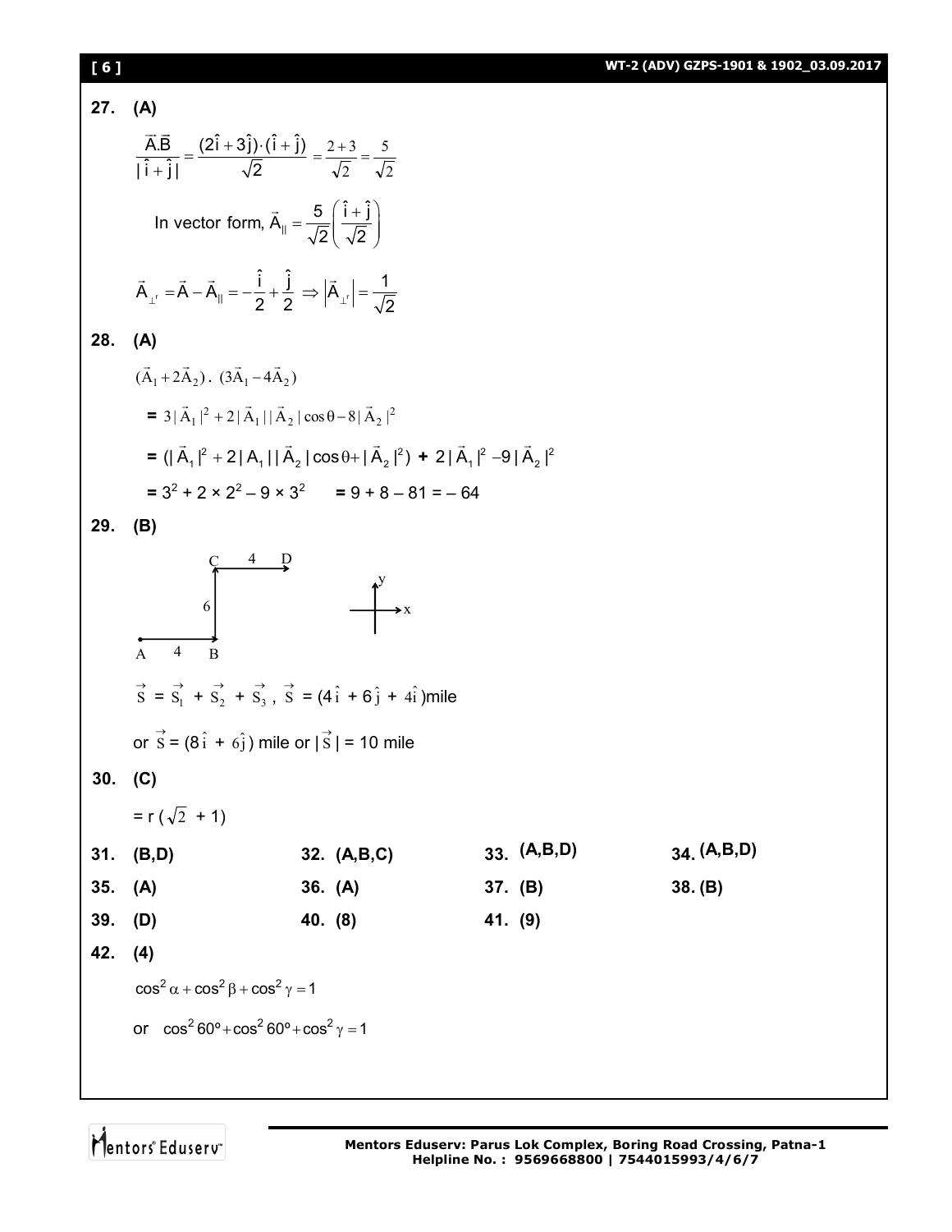**27. (A)**

$$\frac{\vec{A}.\vec{B}}{|\hat{i}+\hat{j}|} = \frac{(2\hat{i}+3\hat{j})\cdot(\hat{i}+\hat{j})}{\sqrt{2}} = \frac{2+3}{\sqrt{2}} = \frac{5}{\sqrt{2}}$$

In vector form, $\vec{A}_{\|} = \frac{5}{\sqrt{2}}\left(\frac{\hat{i}+\hat{j}}{\sqrt{2}}\right)$

$$\vec{A}_{\perp r} = \vec{A} - \vec{A}_{\|} = -\frac{\hat{i}}{2} + \frac{\hat{j}}{2} \Rightarrow \left|\vec{A}_{\perp r}\right| = \frac{1}{\sqrt{2}}$$

**28. (A)**

$(\vec{A}_1 + 2\vec{A}_2) \cdot (3\vec{A}_1 - 4\vec{A}_2)$

$= 3|\vec{A}_1|^2 + 2|\vec{A}_1||\vec{A}_2|\cos\theta - 8|\vec{A}_2|^2$

$= (|\vec{A}_1|^2 + 2|A_1||\vec{A}_2|\cos\theta + |\vec{A}_2|^2) + 2|\vec{A}_1|^2 - 9|\vec{A}_2|^2$

$= 3^2 + 2 \times 2^2 - 9 \times 3^2 \quad = 9 + 8 - 81 = -64$

**29. (B)**

(Figure: path A → B (4) along x, B → C (6) along y, C → D (4) along x; axes x, y)

$\vec{S} = \vec{S}_1 + \vec{S}_2 + \vec{S}_3$, $\vec{S} = (4\hat{i} + 6\hat{j} + 4\hat{i})$mile

or $\vec{S} = (8\hat{i} + 6\hat{j})$ mile or $|\vec{S}| = 10$ mile

**30. (C)**

$= r(\sqrt{2} + 1)$

**31.** (B,D) **32.** (A,B,C) **33.** (A,B,D) **34.** (A,B,D)

**35.** (A) **36.** (A) **37.** (B) **38.** (B)

**39.** (D) **40.** (8) **41.** (9)

**42. (4)**

$\cos^2\alpha + \cos^2\beta + \cos^2\gamma = 1$

or $\cos^2 60^\circ + \cos^2 60^\circ + \cos^2\gamma = 1$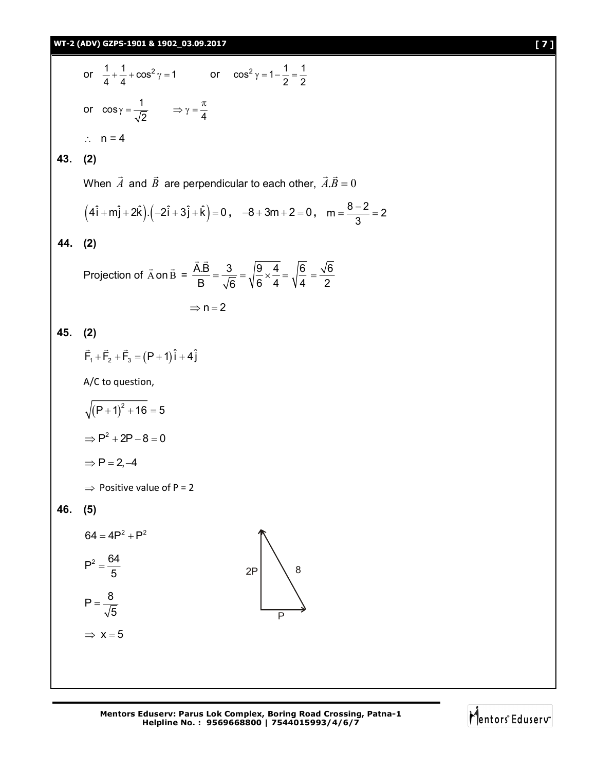or $\frac{1}{4}+\frac{1}{4}+\cos^2\gamma=1$ or $\cos^2\gamma=1-\frac{1}{2}=\frac{1}{2}$

or $\cos\gamma=\frac{1}{\sqrt{2}}$ $\Rightarrow \gamma=\frac{\pi}{4}$

$\therefore$ n = 4

**43. (2)**

When $\vec{A}$ and $\vec{B}$ are perpendicular to each other, $\vec{A}.\vec{B}=0$

$\left(4\hat{i}+m\hat{j}+2\hat{k}\right).\left(-2\hat{i}+3\hat{j}+\hat{k}\right)=0$, $-8+3m+2=0$, $m=\frac{8-2}{3}=2$

**44. (2)**

Projection of $\vec{A}$ on $\vec{B}$ = $\frac{\vec{A}.\vec{B}}{B}=\frac{3}{\sqrt{6}}=\sqrt{\frac{9}{6}\times\frac{4}{4}}=\sqrt{\frac{6}{4}}=\frac{\sqrt{6}}{2}$

$\Rightarrow n=2$

**45. (2)**

$\vec{F}_1+\vec{F}_2+\vec{F}_3=(P+1)\hat{i}+4\hat{j}$

A/C to question,

$\sqrt{(P+1)^2+16}=5$

$\Rightarrow P^2+2P-8=0$

$\Rightarrow P=2,-4$

$\Rightarrow$ Positive value of P = 2

**46. (5)**

$64=4P^2+P^2$

$P^2=\frac{64}{5}$

$P=\frac{8}{\sqrt{5}}$

$\Rightarrow x=5$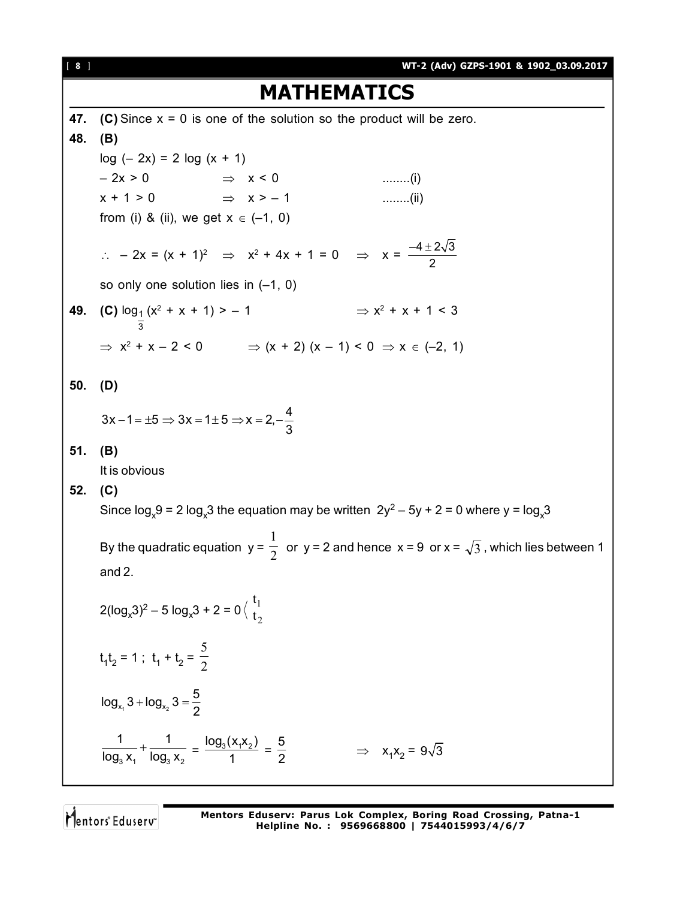# MATHEMATICS

**47.** **(C)** Since $x = 0$ is one of the solution so the product will be zero.

**48.** **(B)**

$\log(-2x) = 2\log(x + 1)$

$-2x > 0 \quad \Rightarrow \quad x < 0 \quad$ ........(i)

$x + 1 > 0 \quad \Rightarrow \quad x > -1 \quad$ ........(ii)

from (i) & (ii), we get $x \in (-1, 0)$

$\therefore \; -2x = (x + 1)^2 \;\Rightarrow\; x^2 + 4x + 1 = 0 \;\Rightarrow\; x = \dfrac{-4 \pm 2\sqrt{3}}{2}$

so only one solution lies in $(-1, 0)$

**49.** **(C)** $\log_{\frac{1}{3}}(x^2 + x + 1) > -1 \quad \Rightarrow x^2 + x + 1 < 3$

$\Rightarrow x^2 + x - 2 < 0 \quad \Rightarrow (x + 2)(x - 1) < 0 \;\Rightarrow x \in (-2, 1)$

**50.** **(D)**

$$3x - 1 = \pm 5 \Rightarrow 3x = 1 \pm 5 \Rightarrow x = 2, -\frac{4}{3}$$

**51.** **(B)**

It is obvious

**52.** **(C)**

Since $\log_x 9 = 2\log_x 3$ the equation may be written $2y^2 - 5y + 2 = 0$ where $y = \log_x 3$

By the quadratic equation $y = \dfrac{1}{2}$ or $y = 2$ and hence $x = 9$ or $x = \sqrt{3}$, which lies between 1 and 2.

$2(\log_x 3)^2 - 5\log_x 3 + 2 = 0 \left\langle \begin{matrix} t_1 \\ t_2 \end{matrix} \right.$

$t_1 t_2 = 1\,;\; t_1 + t_2 = \dfrac{5}{2}$

$\log_{x_1} 3 + \log_{x_2} 3 = \dfrac{5}{2}$

$\dfrac{1}{\log_3 x_1} + \dfrac{1}{\log_3 x_2} = \dfrac{\log_3(x_1 x_2)}{1} = \dfrac{5}{2} \qquad \Rightarrow \quad x_1 x_2 = 9\sqrt{3}$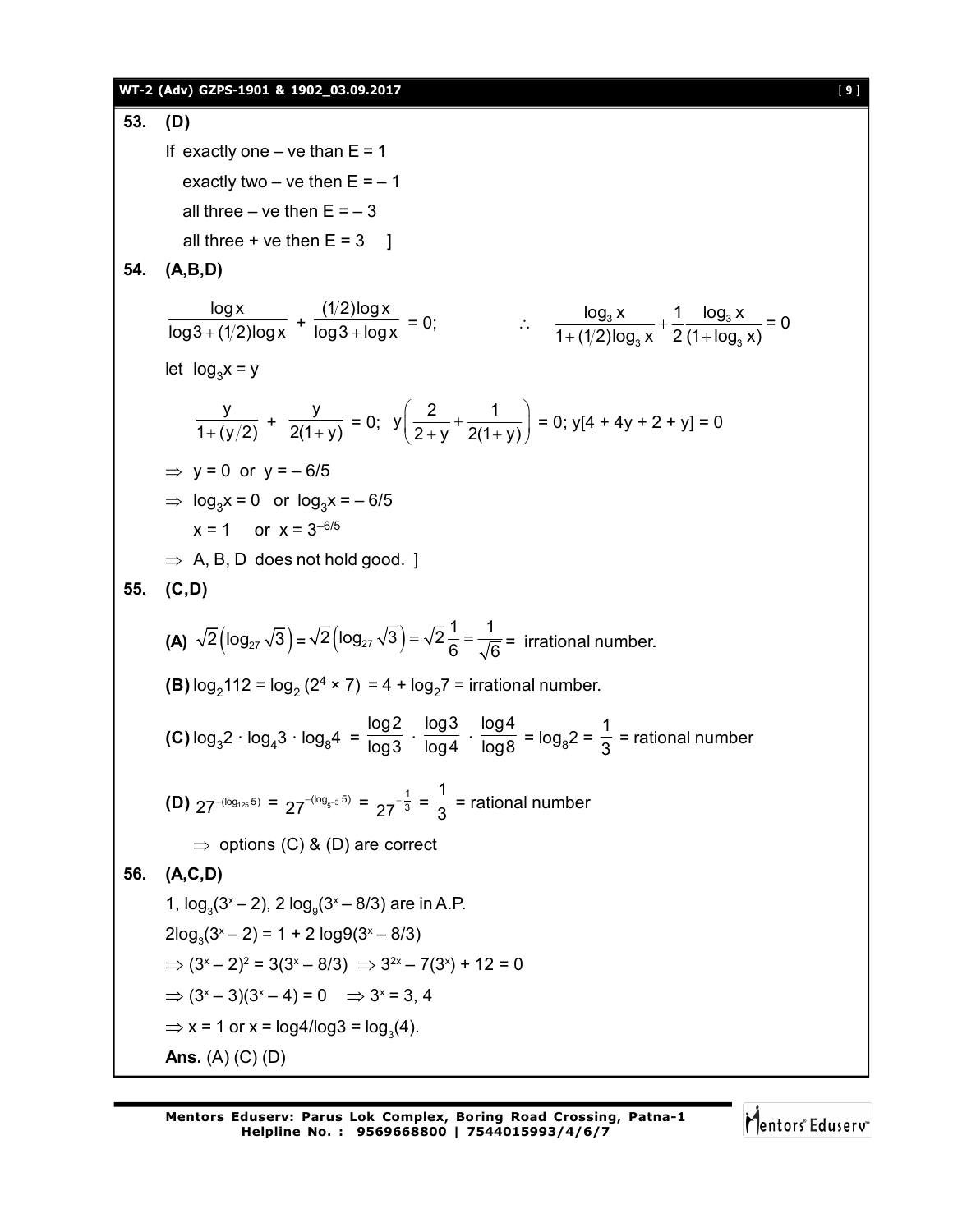**53.** **(D)**

If exactly one – ve than E = 1

exactly two – ve then E = – 1

all three – ve then E = – 3

all three + ve then E = 3 ]

**54.** **(A,B,D)**

$$\frac{\log x}{\log 3 + (1/2)\log x} + \frac{(1/2)\log x}{\log 3 + \log x} = 0; \qquad \therefore \quad \frac{\log_3 x}{1 + (1/2)\log_3 x} + \frac{1}{2}\frac{\log_3 x}{(1 + \log_3 x)} = 0$$

let $\log_3 x = y$

$$\frac{y}{1 + (y/2)} + \frac{y}{2(1+y)} = 0; \; y\left(\frac{2}{2+y} + \frac{1}{2(1+y)}\right) = 0; \; y[4 + 4y + 2 + y] = 0$$

$\Rightarrow$ y = 0 or y = – 6/5

$\Rightarrow$ $\log_3 x = 0$ or $\log_3 x = -6/5$

x = 1 or $x = 3^{-6/5}$

$\Rightarrow$ A, B, D does not hold good. ]

**55.** **(C,D)**

**(A)** $\sqrt{2}\left(\log_{27}\sqrt{3}\right) = \sqrt{2}\left(\log_{27}\sqrt{3}\right) = \sqrt{2}\,\frac{1}{6} = \frac{1}{\sqrt{6}} =$ irrational number.

**(B)** $\log_2 112 = \log_2 (2^4 \times 7) = 4 + \log_2 7 =$ irrational number.

**(C)** $\log_3 2 \cdot \log_4 3 \cdot \log_8 4 = \frac{\log 2}{\log 3} \cdot \frac{\log 3}{\log 4} \cdot \frac{\log 4}{\log 8} = \log_8 2 = \frac{1}{3} =$ rational number

**(D)** $27^{-(\log_{125} 5)} = 27^{-(\log_{5^3} 5)} = 27^{-\frac{1}{3}} = \frac{1}{3} =$ rational number

$\Rightarrow$ options (C) & (D) are correct

**56.** **(A,C,D)**

1, $\log_3(3^x - 2)$, $2\log_9(3^x - 8/3)$ are in A.P.

$2\log_3(3^x - 2) = 1 + 2\log 9(3^x - 8/3)$

$\Rightarrow (3^x - 2)^2 = 3(3^x - 8/3) \Rightarrow 3^{2x} - 7(3^x) + 12 = 0$

$\Rightarrow (3^x - 3)(3^x - 4) = 0 \quad \Rightarrow 3^x = 3, 4$

$\Rightarrow$ x = 1 or x = log4/log3 = $\log_3(4)$.

**Ans.** (A) (C) (D)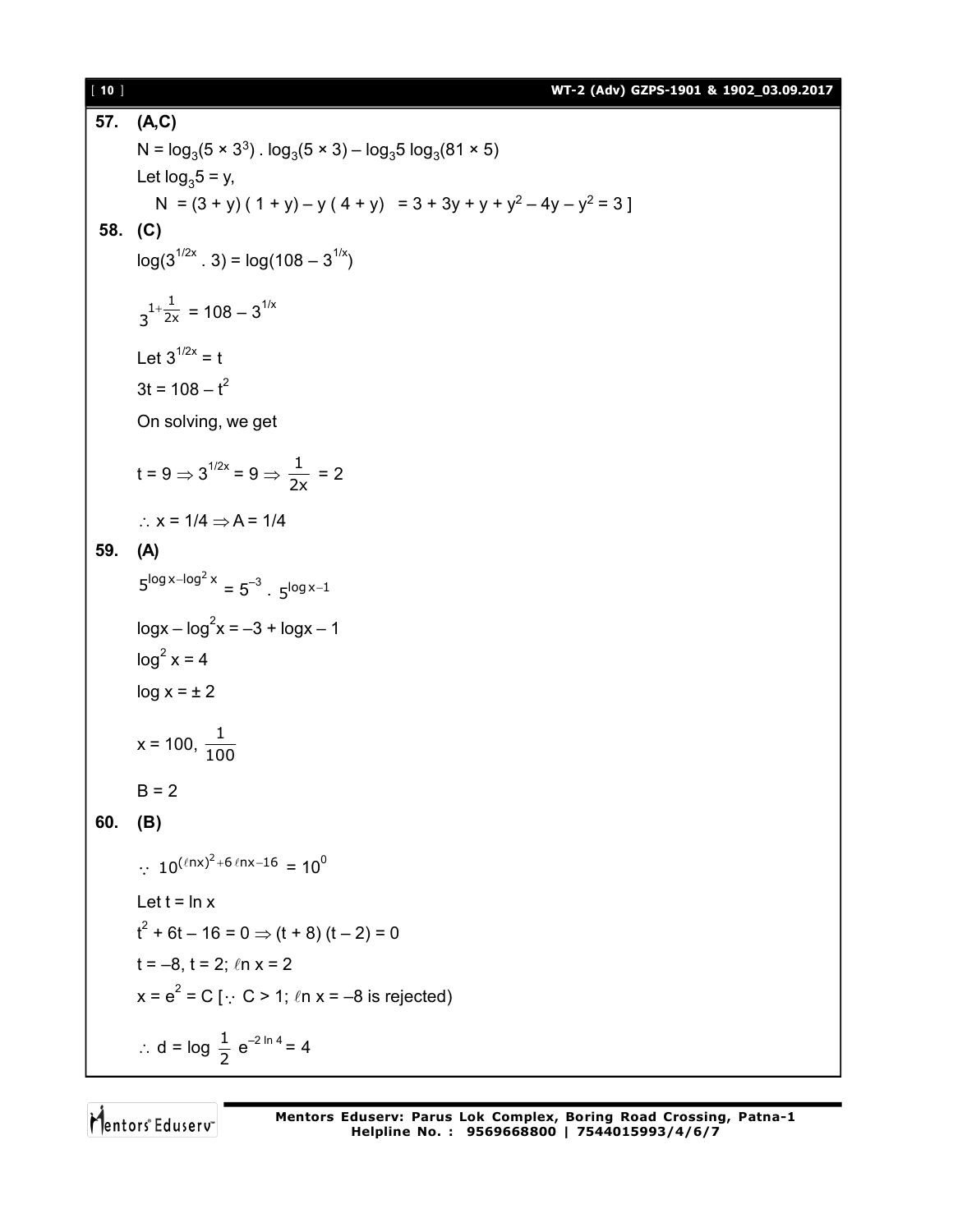**57. (A,C)**

$N = \log_3(5 \times 3^3) \cdot \log_3(5 \times 3) - \log_3 5 \log_3(81 \times 5)$

Let $\log_3 5 = y$,

$N = (3 + y)(1 + y) - y(4 + y) = 3 + 3y + y + y^2 - 4y - y^2 = 3$ ]

**58. (C)**

$\log(3^{1/2x} \cdot 3) = \log(108 - 3^{1/x})$

$3^{1+\frac{1}{2x}} = 108 - 3^{1/x}$

Let $3^{1/2x} = t$

$3t = 108 - t^2$

On solving, we get

$t = 9 \Rightarrow 3^{1/2x} = 9 \Rightarrow \frac{1}{2x} = 2$

$\therefore x = 1/4 \Rightarrow A = 1/4$

**59. (A)**

$5^{\log x - \log^2 x} = 5^{-3} \cdot 5^{\log x - 1}$

$\log x - \log^2 x = -3 + \log x - 1$

$\log^2 x = 4$

$\log x = \pm 2$

$x = 100, \frac{1}{100}$

$B = 2$

**60. (B)**

$\because 10^{(\ell n x)^2 + 6 \ell n x - 16} = 10^0$

Let $t = \ln x$

$t^2 + 6t - 16 = 0 \Rightarrow (t + 8)(t - 2) = 0$

$t = -8, t = 2; \ell n x = 2$

$x = e^2 = C$ [$\because C > 1$; $\ell n x = -8$ is rejected)

$\therefore d = \log \frac{1}{2} e^{-2 \ln 4} = 4$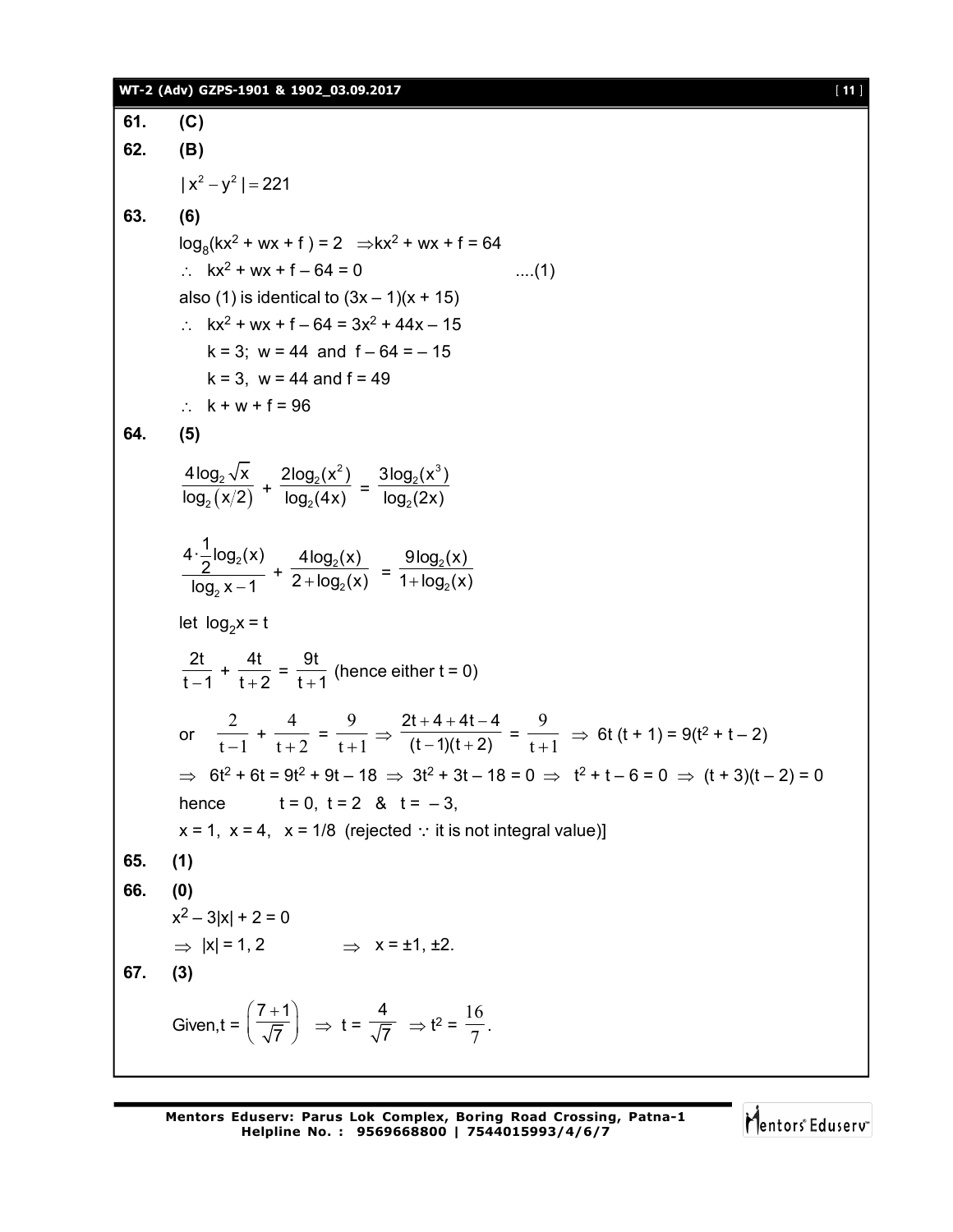**61.** **(C)**

**62.** **(B)**

$|x^2 - y^2| = 221$

**63.** **(6)**

$\log_8(kx^2 + wx + f) = 2 \Rightarrow kx^2 + wx + f = 64$

$\therefore\ kx^2 + wx + f - 64 = 0$ ....(1)

also (1) is identical to $(3x - 1)(x + 15)$

$\therefore\ kx^2 + wx + f - 64 = 3x^2 + 44x - 15$

$k = 3;\ w = 44$ and $f - 64 = -15$

$k = 3,\ w = 44$ and $f = 49$

$\therefore\ k + w + f = 96$

**64.** **(5)**

$$\frac{4\log_2\sqrt{x}}{\log_2(x/2)} + \frac{2\log_2(x^2)}{\log_2(4x)} = \frac{3\log_2(x^3)}{\log_2(2x)}$$

$$\frac{4\cdot\frac{1}{2}\log_2(x)}{\log_2 x - 1} + \frac{4\log_2(x)}{2+\log_2(x)} = \frac{9\log_2(x)}{1+\log_2(x)}$$

let $\log_2 x = t$

$$\frac{2t}{t-1} + \frac{4t}{t+2} = \frac{9t}{t+1} \text{ (hence either } t = 0)$$

or $\dfrac{2}{t-1} + \dfrac{4}{t+2} = \dfrac{9}{t+1} \Rightarrow \dfrac{2t+4+4t-4}{(t-1)(t+2)} = \dfrac{9}{t+1} \Rightarrow 6t(t + 1) = 9(t^2 + t - 2)$

$\Rightarrow 6t^2 + 6t = 9t^2 + 9t - 18 \Rightarrow 3t^2 + 3t - 18 = 0 \Rightarrow t^2 + t - 6 = 0 \Rightarrow (t + 3)(t - 2) = 0$

hence $t = 0,\ t = 2\ \&\ t = -3,$

$x = 1,\ x = 4,\ x = 1/8$ (rejected $\because$ it is not integral value)]

**65.** **(1)**

**66.** **(0)**

$x^2 - 3|x| + 2 = 0$

$\Rightarrow |x| = 1, 2 \qquad \Rightarrow x = \pm 1, \pm 2.$

**67.** **(3)**

Given, $t = \left(\dfrac{7+1}{\sqrt{7}}\right) \Rightarrow t = \dfrac{4}{\sqrt{7}} \Rightarrow t^2 = \dfrac{16}{7}.$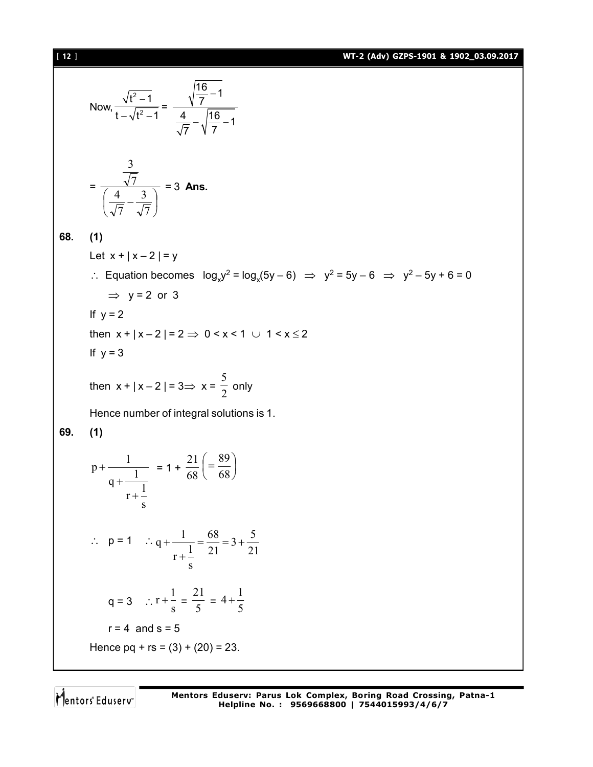$$\text{Now, } \frac{\sqrt{t^2-1}}{t-\sqrt{t^2-1}} = \frac{\sqrt{\frac{16}{7}-1}}{\frac{4}{\sqrt{7}}-\sqrt{\frac{16}{7}-1}}$$

$$= \frac{\frac{3}{\sqrt{7}}}{\left(\frac{4}{\sqrt{7}}-\frac{3}{\sqrt{7}}\right)} = 3 \textbf{ Ans.}$$

**68.** **(1)**

Let $x + |x - 2| = y$

$\therefore$ Equation becomes $\log_x y^2 = \log_x(5y - 6) \Rightarrow y^2 = 5y - 6 \Rightarrow y^2 - 5y + 6 = 0$

$\Rightarrow y = 2$ or $3$

If $y = 2$

then $x + |x - 2| = 2 \Rightarrow 0 < x < 1 \cup 1 < x \le 2$

If $y = 3$

then $x + |x - 2| = 3 \Rightarrow x = \frac{5}{2}$ only

Hence number of integral solutions is 1.

**69.** **(1)**

$$p + \frac{1}{q + \frac{1}{r + \frac{1}{s}}} = 1 + \frac{21}{68}\left(= \frac{89}{68}\right)$$

$\therefore \ p = 1 \quad \therefore q + \frac{1}{r + \frac{1}{s}} = \frac{68}{21} = 3 + \frac{5}{21}$

$q = 3 \quad \therefore r + \frac{1}{s} = \frac{21}{5} = 4 + \frac{1}{5}$

$r = 4$ and $s = 5$

Hence $pq + rs = (3) + (20) = 23$.